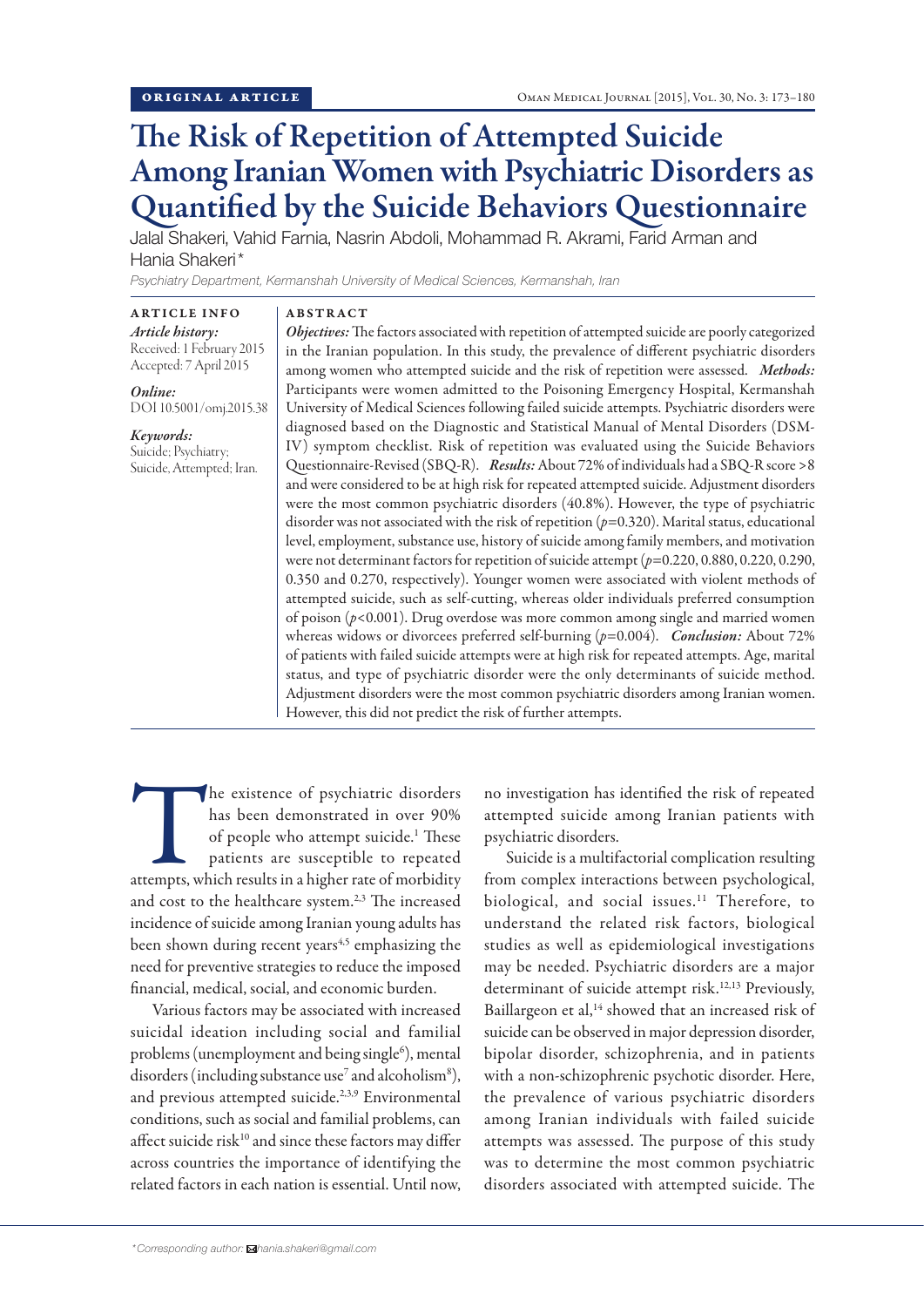ORIGINAL ARTICLE

# The Risk of Repetition of Attempted Suicide Among Iranian Women with Psychiatric Disorders as Quantified by the Suicide Behaviors Questionnaire

Jalal Shakeri, Vahid Farnia, Nasrin Abdoli, Mohammad R. Akrami, Farid Arman and Hania Shakeri*

*Psychiatry Department, Kermanshah University of Medical Sciences, Kermanshah, Iran*

ARTICLE INFO

*Article history:*
Received: 1 February 2015
Accepted: 7 April 2015

*Online:*
DOI 10.5001/omj.2015.38

*Keywords:*
Suicide; Psychiatry; Suicide, Attempted; Iran.

ABSTRACT

***Objectives:*** The factors associated with repetition of attempted suicide are poorly categorized in the Iranian population. In this study, the prevalence of different psychiatric disorders among women who attempted suicide and the risk of repetition were assessed. ***Methods:*** Participants were women admitted to the Poisoning Emergency Hospital, Kermanshah University of Medical Sciences following failed suicide attempts. Psychiatric disorders were diagnosed based on the Diagnostic and Statistical Manual of Mental Disorders (DSM-IV) symptom checklist. Risk of repetition was evaluated using the Suicide Behaviors Questionnaire-Revised (SBQ-R). ***Results:*** About 72% of individuals had a SBQ-R score >8 and were considered to be at high risk for repeated attempted suicide. Adjustment disorders were the most common psychiatric disorders (40.8%). However, the type of psychiatric disorder was not associated with the risk of repetition ($p$=0.320). Marital status, educational level, employment, substance use, history of suicide among family members, and motivation were not determinant factors for repetition of suicide attempt ($p$=0.220, 0.880, 0.220, 0.290, 0.350 and 0.270, respectively). Younger women were associated with violent methods of attempted suicide, such as self-cutting, whereas older individuals preferred consumption of poison ($p$<0.001). Drug overdose was more common among single and married women whereas widows or divorcees preferred self-burning ($p$=0.004). ***Conclusion:*** About 72% of patients with failed suicide attempts were at high risk for repeated attempts. Age, marital status, and type of psychiatric disorder were the only determinants of suicide method. Adjustment disorders were the most common psychiatric disorders among Iranian women. However, this did not predict the risk of further attempts.

The existence of psychiatric disorders has been demonstrated in over 90% of people who attempt suicide.[1] These patients are susceptible to repeated attempts, which results in a higher rate of morbidity and cost to the healthcare system.[2,3] The increased incidence of suicide among Iranian young adults has been shown during recent years[4,5] emphasizing the need for preventive strategies to reduce the imposed financial, medical, social, and economic burden.

Various factors may be associated with increased suicidal ideation including social and familial problems (unemployment and being single[6]), mental disorders (including substance use[7] and alcoholism[8]), and previous attempted suicide.[2,3,9] Environmental conditions, such as social and familial problems, can affect suicide risk[10] and since these factors may differ across countries the importance of identifying the related factors in each nation is essential. Until now, no investigation has identified the risk of repeated attempted suicide among Iranian patients with psychiatric disorders.

Suicide is a multifactorial complication resulting from complex interactions between psychological, biological, and social issues.[11] Therefore, to understand the related risk factors, biological studies as well as epidemiological investigations may be needed. Psychiatric disorders are a major determinant of suicide attempt risk.[12,13] Previously, Baillargeon et al,[14] showed that an increased risk of suicide can be observed in major depression disorder, bipolar disorder, schizophrenia, and in patients with a non-schizophrenic psychotic disorder. Here, the prevalence of various psychiatric disorders among Iranian individuals with failed suicide attempts was assessed. The purpose of this study was to determine the most common psychiatric disorders associated with attempted suicide. The

*Corresponding author: hania.shakeri@gmail.com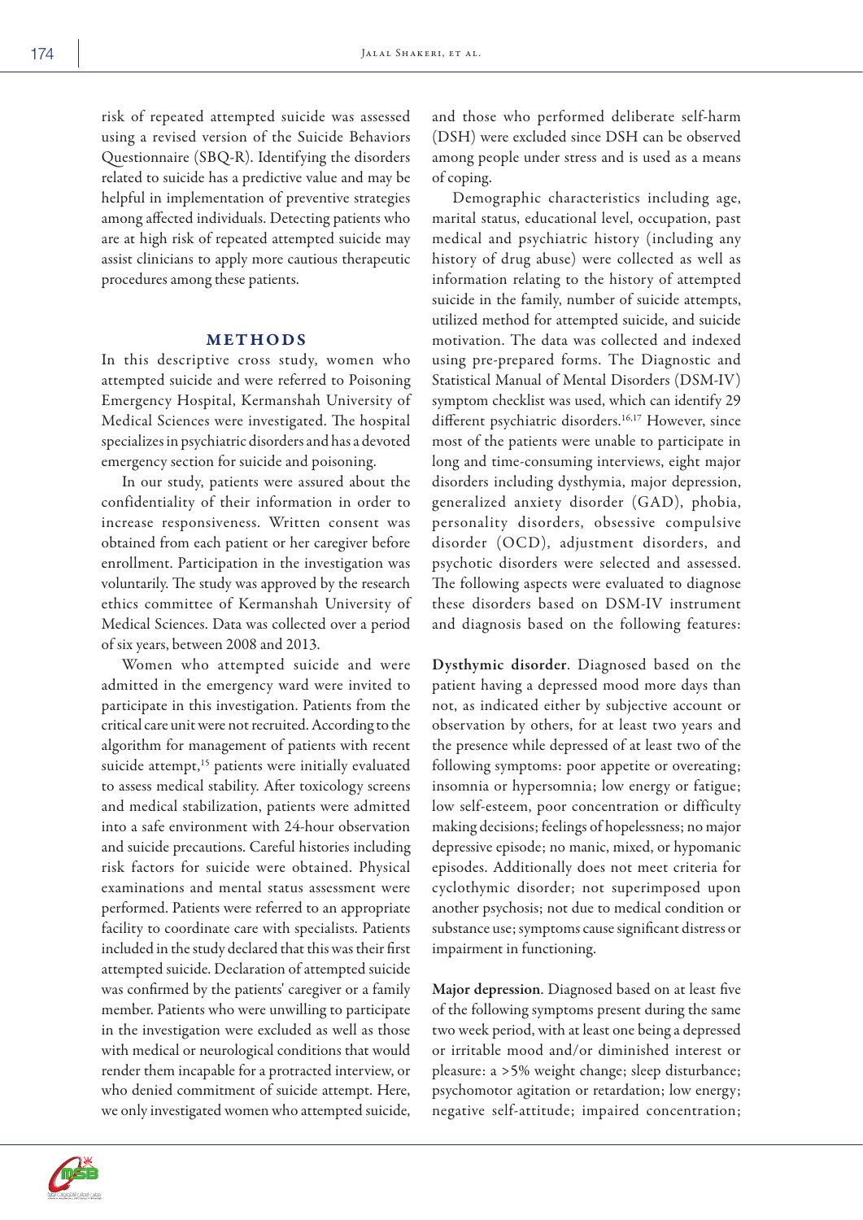risk of repeated attempted suicide was assessed using a revised version of the Suicide Behaviors Questionnaire (SBQ-R). Identifying the disorders related to suicide has a predictive value and may be helpful in implementation of preventive strategies among affected individuals. Detecting patients who are at high risk of repeated attempted suicide may assist clinicians to apply more cautious therapeutic procedures among these patients.

## METHODS

In this descriptive cross study, women who attempted suicide and were referred to Poisoning Emergency Hospital, Kermanshah University of Medical Sciences were investigated. The hospital specializes in psychiatric disorders and has a devoted emergency section for suicide and poisoning.

In our study, patients were assured about the confidentiality of their information in order to increase responsiveness. Written consent was obtained from each patient or her caregiver before enrollment. Participation in the investigation was voluntarily. The study was approved by the research ethics committee of Kermanshah University of Medical Sciences. Data was collected over a period of six years, between 2008 and 2013.

Women who attempted suicide and were admitted in the emergency ward were invited to participate in this investigation. Patients from the critical care unit were not recruited. According to the algorithm for management of patients with recent suicide attempt,[15] patients were initially evaluated to assess medical stability. After toxicology screens and medical stabilization, patients were admitted into a safe environment with 24-hour observation and suicide precautions. Careful histories including risk factors for suicide were obtained. Physical examinations and mental status assessment were performed. Patients were referred to an appropriate facility to coordinate care with specialists. Patients included in the study declared that this was their first attempted suicide. Declaration of attempted suicide was confirmed by the patients' caregiver or a family member. Patients who were unwilling to participate in the investigation were excluded as well as those with medical or neurological conditions that would render them incapable for a protracted interview, or who denied commitment of suicide attempt. Here, we only investigated women who attempted suicide, and those who performed deliberate self-harm (DSH) were excluded since DSH can be observed among people under stress and is used as a means of coping.

Demographic characteristics including age, marital status, educational level, occupation, past medical and psychiatric history (including any history of drug abuse) were collected as well as information relating to the history of attempted suicide in the family, number of suicide attempts, utilized method for attempted suicide, and suicide motivation. The data was collected and indexed using pre-prepared forms. The Diagnostic and Statistical Manual of Mental Disorders (DSM-IV) symptom checklist was used, which can identify 29 different psychiatric disorders.[16,17] However, since most of the patients were unable to participate in long and time-consuming interviews, eight major disorders including dysthymia, major depression, generalized anxiety disorder (GAD), phobia, personality disorders, obsessive compulsive disorder (OCD), adjustment disorders, and psychotic disorders were selected and assessed. The following aspects were evaluated to diagnose these disorders based on DSM-IV instrument and diagnosis based on the following features:

**Dysthymic disorder**. Diagnosed based on the patient having a depressed mood more days than not, as indicated either by subjective account or observation by others, for at least two years and the presence while depressed of at least two of the following symptoms: poor appetite or overeating; insomnia or hypersomnia; low energy or fatigue; low self-esteem, poor concentration or difficulty making decisions; feelings of hopelessness; no major depressive episode; no manic, mixed, or hypomanic episodes. Additionally does not meet criteria for cyclothymic disorder; not superimposed upon another psychosis; not due to medical condition or substance use; symptoms cause significant distress or impairment in functioning.

**Major depression**. Diagnosed based on at least five of the following symptoms present during the same two week period, with at least one being a depressed or irritable mood and/or diminished interest or pleasure: a >5% weight change; sleep disturbance; psychomotor agitation or retardation; low energy; negative self-attitude; impaired concentration;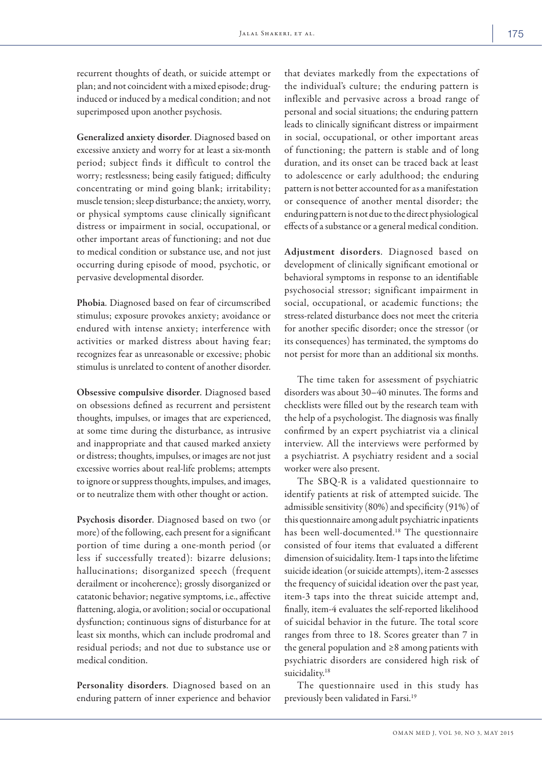recurrent thoughts of death, or suicide attempt or plan; and not coincident with a mixed episode; drug-induced or induced by a medical condition; and not superimposed upon another psychosis.

**Generalized anxiety disorder**. Diagnosed based on excessive anxiety and worry for at least a six-month period; subject finds it difficult to control the worry; restlessness; being easily fatigued; difficulty concentrating or mind going blank; irritability; muscle tension; sleep disturbance; the anxiety, worry, or physical symptoms cause clinically significant distress or impairment in social, occupational, or other important areas of functioning; and not due to medical condition or substance use, and not just occurring during episode of mood, psychotic, or pervasive developmental disorder.

**Phobia**. Diagnosed based on fear of circumscribed stimulus; exposure provokes anxiety; avoidance or endured with intense anxiety; interference with activities or marked distress about having fear; recognizes fear as unreasonable or excessive; phobic stimulus is unrelated to content of another disorder.

**Obsessive compulsive disorder**. Diagnosed based on obsessions defined as recurrent and persistent thoughts, impulses, or images that are experienced, at some time during the disturbance, as intrusive and inappropriate and that caused marked anxiety or distress; thoughts, impulses, or images are not just excessive worries about real-life problems; attempts to ignore or suppress thoughts, impulses, and images, or to neutralize them with other thought or action.

**Psychosis disorder**. Diagnosed based on two (or more) of the following, each present for a significant portion of time during a one-month period (or less if successfully treated): bizarre delusions; hallucinations; disorganized speech (frequent derailment or incoherence); grossly disorganized or catatonic behavior; negative symptoms, i.e., affective flattening, alogia, or avolition; social or occupational dysfunction; continuous signs of disturbance for at least six months, which can include prodromal and residual periods; and not due to substance use or medical condition.

**Personality disorders**. Diagnosed based on an enduring pattern of inner experience and behavior that deviates markedly from the expectations of the individual's culture; the enduring pattern is inflexible and pervasive across a broad range of personal and social situations; the enduring pattern leads to clinically significant distress or impairment in social, occupational, or other important areas of functioning; the pattern is stable and of long duration, and its onset can be traced back at least to adolescence or early adulthood; the enduring pattern is not better accounted for as a manifestation or consequence of another mental disorder; the enduring pattern is not due to the direct physiological effects of a substance or a general medical condition.

**Adjustment disorders**. Diagnosed based on development of clinically significant emotional or behavioral symptoms in response to an identifiable psychosocial stressor; significant impairment in social, occupational, or academic functions; the stress-related disturbance does not meet the criteria for another specific disorder; once the stressor (or its consequences) has terminated, the symptoms do not persist for more than an additional six months.

The time taken for assessment of psychiatric disorders was about 30–40 minutes. The forms and checklists were filled out by the research team with the help of a psychologist. The diagnosis was finally confirmed by an expert psychiatrist via a clinical interview. All the interviews were performed by a psychiatrist. A psychiatry resident and a social worker were also present.

The SBQ-R is a validated questionnaire to identify patients at risk of attempted suicide. The admissible sensitivity (80%) and specificity (91%) of this questionnaire among adult psychiatric inpatients has been well-documented.[18] The questionnaire consisted of four items that evaluated a different dimension of suicidality. Item-1 taps into the lifetime suicide ideation (or suicide attempts), item-2 assesses the frequency of suicidal ideation over the past year, item-3 taps into the threat suicide attempt and, finally, item-4 evaluates the self-reported likelihood of suicidal behavior in the future. The total score ranges from three to 18. Scores greater than 7 in the general population and ≥8 among patients with psychiatric disorders are considered high risk of suicidality.[18]

The questionnaire used in this study has previously been validated in Farsi.[19]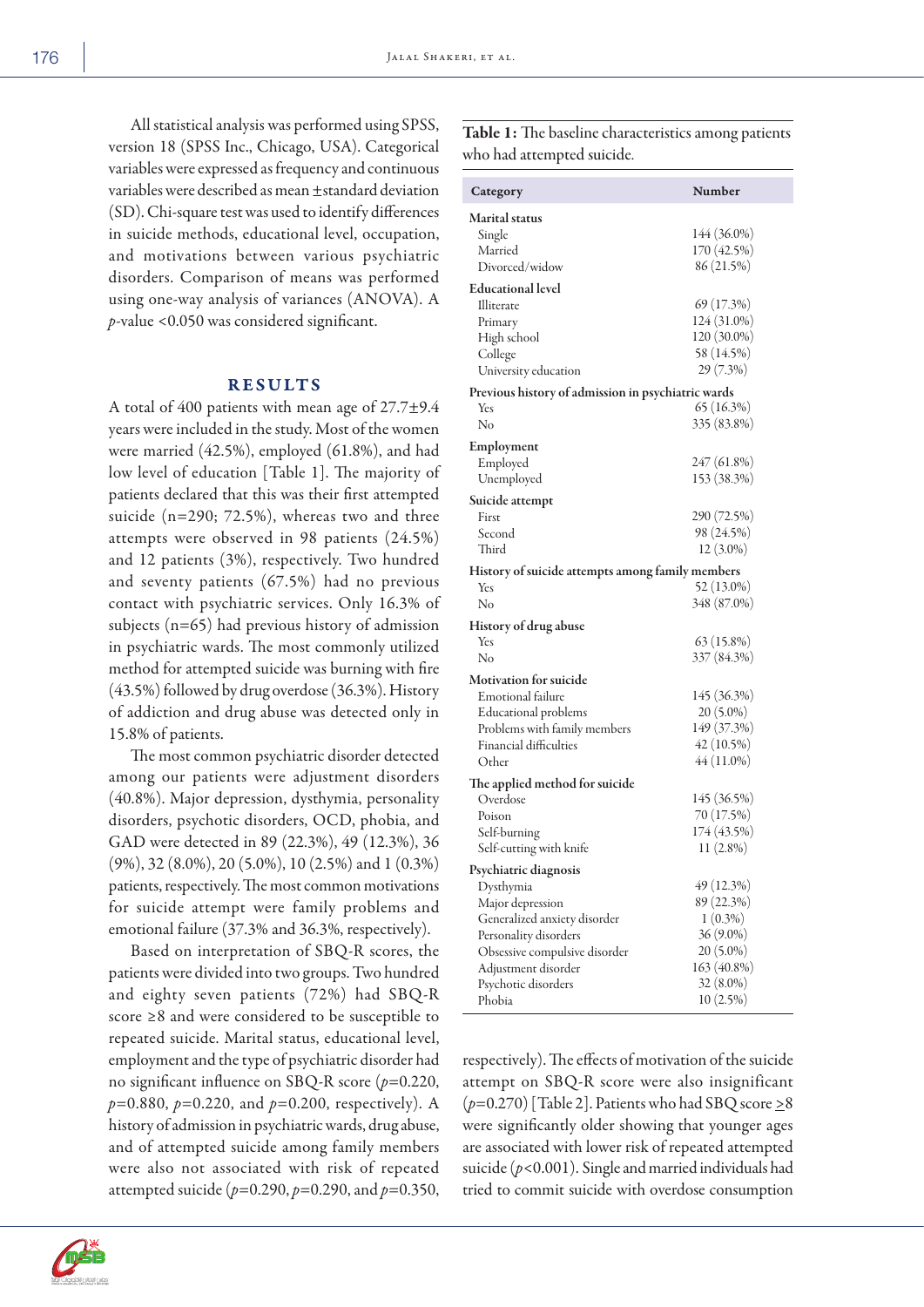All statistical analysis was performed using SPSS, version 18 (SPSS Inc., Chicago, USA). Categorical variables were expressed as frequency and continuous variables were described as mean ±standard deviation (SD). Chi-square test was used to identify differences in suicide methods, educational level, occupation, and motivations between various psychiatric disorders. Comparison of means was performed using one-way analysis of variances (ANOVA). A $p$-value <0.050 was considered significant.

## RESULTS

A total of 400 patients with mean age of 27.7±9.4 years were included in the study. Most of the women were married (42.5%), employed (61.8%), and had low level of education [Table 1]. The majority of patients declared that this was their first attempted suicide (n=290; 72.5%), whereas two and three attempts were observed in 98 patients (24.5%) and 12 patients (3%), respectively. Two hundred and seventy patients (67.5%) had no previous contact with psychiatric services. Only 16.3% of subjects (n=65) had previous history of admission in psychiatric wards. The most commonly utilized method for attempted suicide was burning with fire (43.5%) followed by drug overdose (36.3%). History of addiction and drug abuse was detected only in 15.8% of patients.

The most common psychiatric disorder detected among our patients were adjustment disorders (40.8%). Major depression, dysthymia, personality disorders, psychotic disorders, OCD, phobia, and GAD were detected in 89 (22.3%), 49 (12.3%), 36 (9%), 32 (8.0%), 20 (5.0%), 10 (2.5%) and 1 (0.3%) patients, respectively. The most common motivations for suicide attempt were family problems and emotional failure (37.3% and 36.3%, respectively).

Based on interpretation of SBQ-R scores, the patients were divided into two groups. Two hundred and eighty seven patients (72%) had SBQ-R score ≥8 and were considered to be susceptible to repeated suicide. Marital status, educational level, employment and the type of psychiatric disorder had no significant influence on SBQ-R score ($p$=0.220, $p$=0.880, $p$=0.220, and $p$=0.200, respectively). A history of admission in psychiatric wards, drug abuse, and of attempted suicide among family members were also not associated with risk of repeated attempted suicide ($p$=0.290, $p$=0.290, and $p$=0.350, respectively). The effects of motivation of the suicide attempt on SBQ-R score were also insignificant ($p$=0.270) [Table 2]. Patients who had SBQ score ≥8 were significantly older showing that younger ages are associated with lower risk of repeated attempted suicide ($p$<0.001). Single and married individuals had tried to commit suicide with overdose consumption

**Table 1:** The baseline characteristics among patients who had attempted suicide.

| Category | Number |
|---|---|
| **Marital status** | |
| Single | 144 (36.0%) |
| Married | 170 (42.5%) |
| Divorced/widow | 86 (21.5%) |
| **Educational level** | |
| Illiterate | 69 (17.3%) |
| Primary | 124 (31.0%) |
| High school | 120 (30.0%) |
| College | 58 (14.5%) |
| University education | 29 (7.3%) |
| **Previous history of admission in psychiatric wards** | |
| Yes | 65 (16.3%) |
| No | 335 (83.8%) |
| **Employment** | |
| Employed | 247 (61.8%) |
| Unemployed | 153 (38.3%) |
| **Suicide attempt** | |
| First | 290 (72.5%) |
| Second | 98 (24.5%) |
| Third | 12 (3.0%) |
| **History of suicide attempts among family members** | |
| Yes | 52 (13.0%) |
| No | 348 (87.0%) |
| **History of drug abuse** | |
| Yes | 63 (15.8%) |
| No | 337 (84.3%) |
| **Motivation for suicide** | |
| Emotional failure | 145 (36.3%) |
| Educational problems | 20 (5.0%) |
| Problems with family members | 149 (37.3%) |
| Financial difficulties | 42 (10.5%) |
| Other | 44 (11.0%) |
| **The applied method for suicide** | |
| Overdose | 145 (36.5%) |
| Poison | 70 (17.5%) |
| Self-burning | 174 (43.5%) |
| Self-cutting with knife | 11 (2.8%) |
| **Psychiatric diagnosis** | |
| Dysthymia | 49 (12.3%) |
| Major depression | 89 (22.3%) |
| Generalized anxiety disorder | 1 (0.3%) |
| Personality disorders | 36 (9.0%) |
| Obsessive compulsive disorder | 20 (5.0%) |
| Adjustment disorder | 163 (40.8%) |
| Psychotic disorders | 32 (8.0%) |
| Phobia | 10 (2.5%) |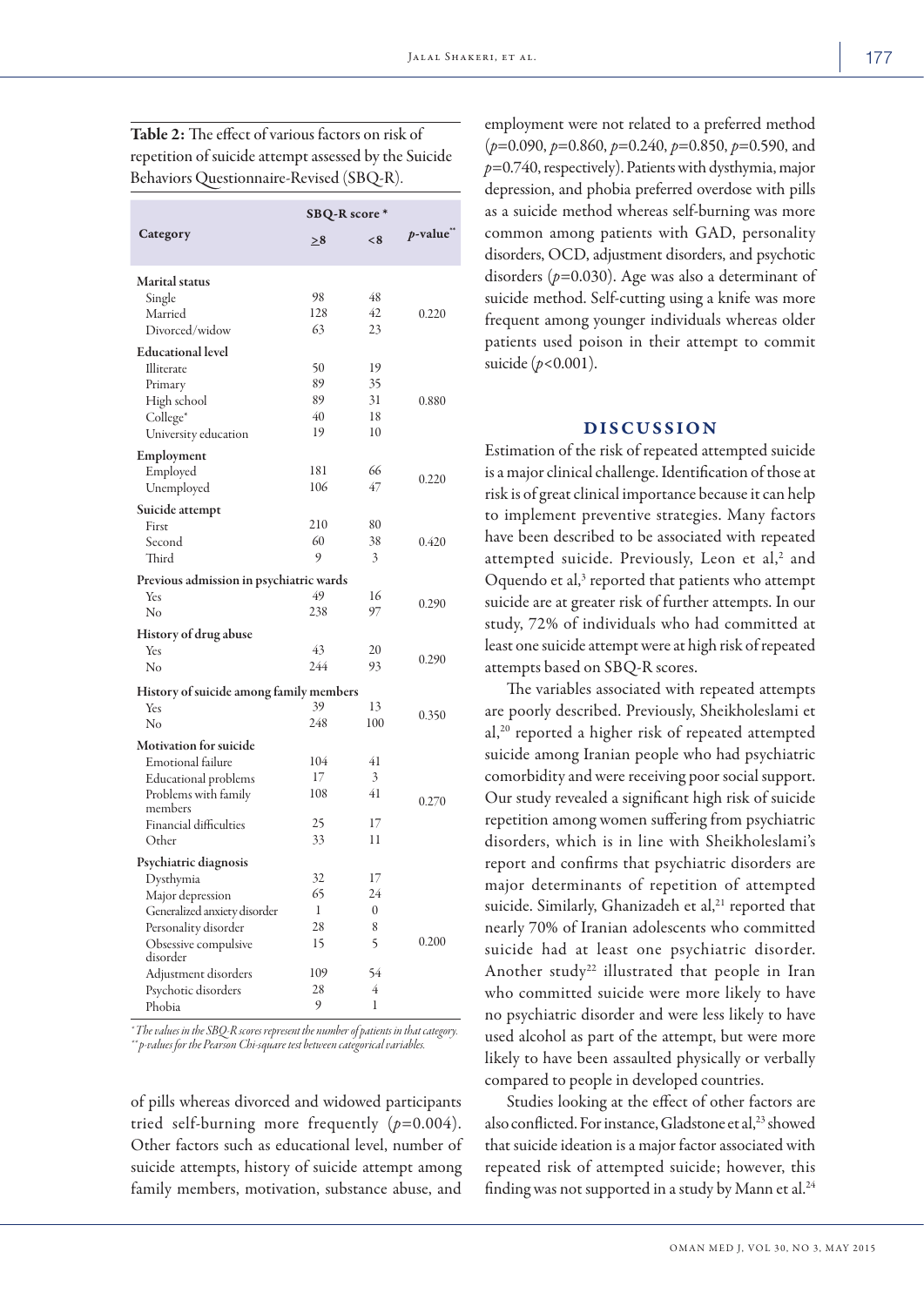Table 2: The effect of various factors on risk of repetition of suicide attempt assessed by the Suicide Behaviors Questionnaire-Revised (SBQ-R).

| Category | SBQ-R score* | | $p$-value** |
|---|---|---|---|
| | ≥8 | <8 | |
| **Marital status** | | | |
| Single | 98 | 48 | |
| Married | 128 | 42 | 0.220 |
| Divorced/widow | 63 | 23 | |
| **Educational level** | | | |
| Illiterate | 50 | 19 | |
| Primary | 89 | 35 | |
| High school | 89 | 31 | 0.880 |
| College* | 40 | 18 | |
| University education | 19 | 10 | |
| **Employment** | | | |
| Employed | 181 | 66 | 0.220 |
| Unemployed | 106 | 47 | |
| **Suicide attempt** | | | |
| First | 210 | 80 | |
| Second | 60 | 38 | 0.420 |
| Third | 9 | 3 | |
| **Previous admission in psychiatric wards** | | | |
| Yes | 49 | 16 | 0.290 |
| No | 238 | 97 | |
| **History of drug abuse** | | | |
| Yes | 43 | 20 | 0.290 |
| No | 244 | 93 | |
| **History of suicide among family members** | | | |
| Yes | 39 | 13 | 0.350 |
| No | 248 | 100 | |
| **Motivation for suicide** | | | |
| Emotional failure | 104 | 41 | |
| Educational problems | 17 | 3 | |
| Problems with family members | 108 | 41 | 0.270 |
| Financial difficulties | 25 | 17 | |
| Other | 33 | 11 | |
| **Psychiatric diagnosis** | | | |
| Dysthymia | 32 | 17 | |
| Major depression | 65 | 24 | |
| Generalized anxiety disorder | 1 | 0 | |
| Personality disorder | 28 | 8 | |
| Obsessive compulsive disorder | 15 | 5 | 0.200 |
| Adjustment disorders | 109 | 54 | |
| Psychotic disorders | 28 | 4 | |
| Phobia | 9 | 1 | |

*The values in the SBQ-R scores represent the number of patients in that category.
**p-values for the Pearson Chi-square test between categorical variables.

of pills whereas divorced and widowed participants tried self-burning more frequently ($p$=0.004). Other factors such as educational level, number of suicide attempts, history of suicide attempt among family members, motivation, substance abuse, and employment were not related to a preferred method ($p$=0.090, $p$=0.860, $p$=0.240, $p$=0.850, $p$=0.590, and $p$=0.740, respectively). Patients with dysthymia, major depression, and phobia preferred overdose with pills as a suicide method whereas self-burning was more common among patients with GAD, personality disorders, OCD, adjustment disorders, and psychotic disorders ($p$=0.030). Age was also a determinant of suicide method. Self-cutting using a knife was more frequent among younger individuals whereas older patients used poison in their attempt to commit suicide ($p$<0.001).

## DISCUSSION

Estimation of the risk of repeated attempted suicide is a major clinical challenge. Identification of those at risk is of great clinical importance because it can help to implement preventive strategies. Many factors have been described to be associated with repeated attempted suicide. Previously, Leon et al,[2] and Oquendo et al,[3] reported that patients who attempt suicide are at greater risk of further attempts. In our study, 72% of individuals who had committed at least one suicide attempt were at high risk of repeated attempts based on SBQ-R scores.

The variables associated with repeated attempts are poorly described. Previously, Sheikholeslami et al,[20] reported a higher risk of repeated attempted suicide among Iranian people who had psychiatric comorbidity and were receiving poor social support. Our study revealed a significant high risk of suicide repetition among women suffering from psychiatric disorders, which is in line with Sheikholeslami's report and confirms that psychiatric disorders are major determinants of repetition of attempted suicide. Similarly, Ghanizadeh et al,[21] reported that nearly 70% of Iranian adolescents who committed suicide had at least one psychiatric disorder. Another study[22] illustrated that people in Iran who committed suicide were more likely to have no psychiatric disorder and were less likely to have used alcohol as part of the attempt, but were more likely to have been assaulted physically or verbally compared to people in developed countries.

Studies looking at the effect of other factors are also conflicted. For instance, Gladstone et al,[23] showed that suicide ideation is a major factor associated with repeated risk of attempted suicide; however, this finding was not supported in a study by Mann et al.[24]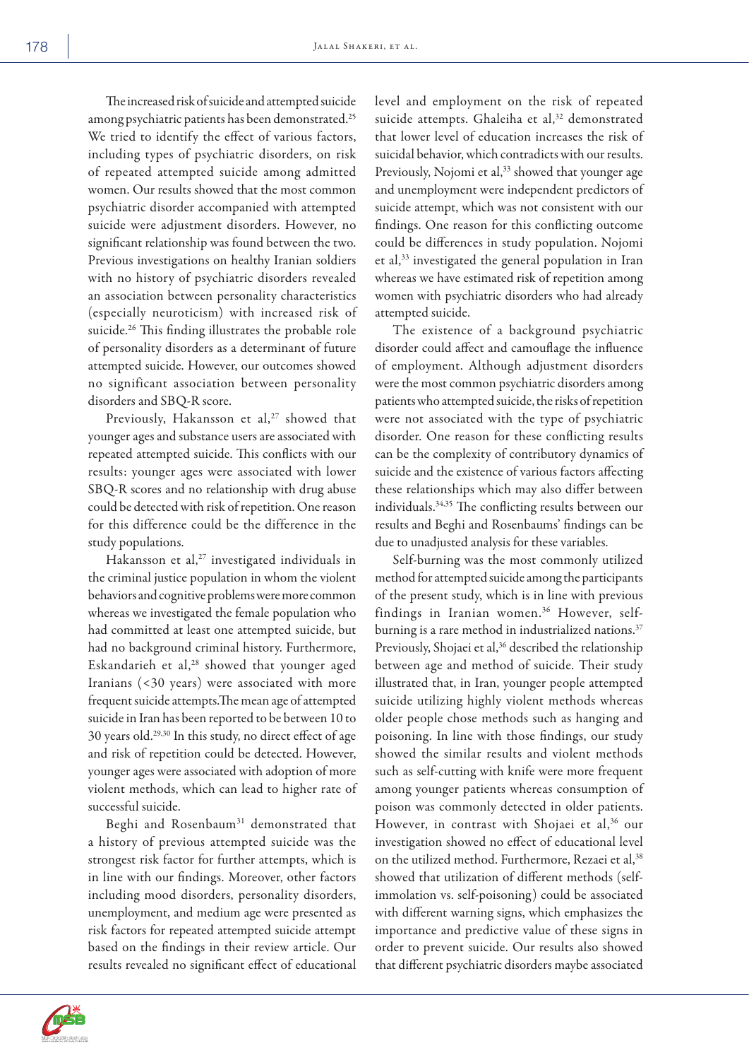The increased risk of suicide and attempted suicide among psychiatric patients has been demonstrated.[25] We tried to identify the effect of various factors, including types of psychiatric disorders, on risk of repeated attempted suicide among admitted women. Our results showed that the most common psychiatric disorder accompanied with attempted suicide were adjustment disorders. However, no significant relationship was found between the two. Previous investigations on healthy Iranian soldiers with no history of psychiatric disorders revealed an association between personality characteristics (especially neuroticism) with increased risk of suicide.[26] This finding illustrates the probable role of personality disorders as a determinant of future attempted suicide. However, our outcomes showed no significant association between personality disorders and SBQ-R score.

Previously, Hakansson et al,[27] showed that younger ages and substance users are associated with repeated attempted suicide. This conflicts with our results: younger ages were associated with lower SBQ-R scores and no relationship with drug abuse could be detected with risk of repetition. One reason for this difference could be the difference in the study populations.

Hakansson et al,[27] investigated individuals in the criminal justice population in whom the violent behaviors and cognitive problems were more common whereas we investigated the female population who had committed at least one attempted suicide, but had no background criminal history. Furthermore, Eskandarieh et al,[28] showed that younger aged Iranians (<30 years) were associated with more frequent suicide attempts.The mean age of attempted suicide in Iran has been reported to be between 10 to 30 years old.[29,30] In this study, no direct effect of age and risk of repetition could be detected. However, younger ages were associated with adoption of more violent methods, which can lead to higher rate of successful suicide.

Beghi and Rosenbaum[31] demonstrated that a history of previous attempted suicide was the strongest risk factor for further attempts, which is in line with our findings. Moreover, other factors including mood disorders, personality disorders, unemployment, and medium age were presented as risk factors for repeated attempted suicide attempt based on the findings in their review article. Our results revealed no significant effect of educational level and employment on the risk of repeated suicide attempts. Ghaleiha et al,[32] demonstrated that lower level of education increases the risk of suicidal behavior, which contradicts with our results. Previously, Nojomi et al,[33] showed that younger age and unemployment were independent predictors of suicide attempt, which was not consistent with our findings. One reason for this conflicting outcome could be differences in study population. Nojomi et al,[33] investigated the general population in Iran whereas we have estimated risk of repetition among women with psychiatric disorders who had already attempted suicide.

The existence of a background psychiatric disorder could affect and camouflage the influence of employment. Although adjustment disorders were the most common psychiatric disorders among patients who attempted suicide, the risks of repetition were not associated with the type of psychiatric disorder. One reason for these conflicting results can be the complexity of contributory dynamics of suicide and the existence of various factors affecting these relationships which may also differ between individuals.[34,35] The conflicting results between our results and Beghi and Rosenbaums' findings can be due to unadjusted analysis for these variables.

Self-burning was the most commonly utilized method for attempted suicide among the participants of the present study, which is in line with previous findings in Iranian women.[36] However, self-burning is a rare method in industrialized nations.[37] Previously, Shojaei et al,[36] described the relationship between age and method of suicide. Their study illustrated that, in Iran, younger people attempted suicide utilizing highly violent methods whereas older people chose methods such as hanging and poisoning. In line with those findings, our study showed the similar results and violent methods such as self-cutting with knife were more frequent among younger patients whereas consumption of poison was commonly detected in older patients. However, in contrast with Shojaei et al,[36] our investigation showed no effect of educational level on the utilized method. Furthermore, Rezaei et al,[38] showed that utilization of different methods (self-immolation vs. self-poisoning) could be associated with different warning signs, which emphasizes the importance and predictive value of these signs in order to prevent suicide. Our results also showed that different psychiatric disorders maybe associated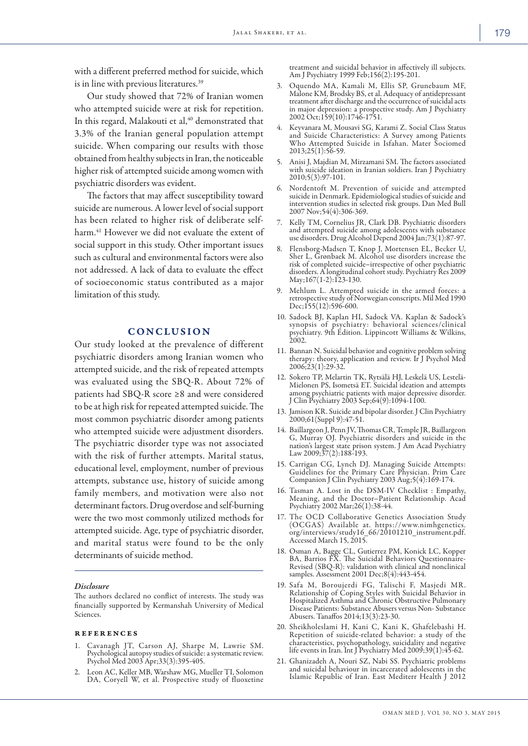with a different preferred method for suicide, which is in line with previous literatures.[39]

Our study showed that 72% of Iranian women who attempted suicide were at risk for repetition. In this regard, Malakouti et al,[40] demonstrated that 3.3% of the Iranian general population attempt suicide. When comparing our results with those obtained from healthy subjects in Iran, the noticeable higher risk of attempted suicide among women with psychiatric disorders was evident.

The factors that may affect susceptibility toward suicide are numerous. A lower level of social support has been related to higher risk of deliberate self-harm.[41] However we did not evaluate the extent of social support in this study. Other important issues such as cultural and environmental factors were also not addressed. A lack of data to evaluate the effect of socioeconomic status contributed as a major limitation of this study.

## CONCLUSION

Our study looked at the prevalence of different psychiatric disorders among Iranian women who attempted suicide, and the risk of repeated attempts was evaluated using the SBQ-R. About 72% of patients had SBQ-R score ≥8 and were considered to be at high risk for repeated attempted suicide. The most common psychiatric disorder among patients who attempted suicide were adjustment disorders. The psychiatric disorder type was not associated with the risk of further attempts. Marital status, educational level, employment, number of previous attempts, substance use, history of suicide among family members, and motivation were also not determinant factors. Drug overdose and self-burning were the two most commonly utilized methods for attempted suicide. Age, type of psychiatric disorder, and marital status were found to be the only determinants of suicide method.

### *Disclosure*

The authors declared no conflict of interests. The study was financially supported by Kermanshah University of Medical Sciences.

## REFERENCES

1. Cavanagh JT, Carson AJ, Sharpe M, Lawrie SM. Psychological autopsy studies of suicide: a systematic review. Psychol Med 2003 Apr;33(3):395-405.
2. Leon AC, Keller MB, Warshaw MG, Mueller TI, Solomon DA, Coryell W, et al. Prospective study of fluoxetine treatment and suicidal behavior in affectively ill subjects. Am J Psychiatry 1999 Feb;156(2):195-201.
3. Oquendo MA, Kamali M, Ellis SP, Grunebaum MF, Malone KM, Brodsky BS, et al. Adequacy of antidepressant treatment after discharge and the occurrence of suicidal acts in major depression: a prospective study. Am J Psychiatry 2002 Oct;159(10):1746-1751.
4. Keyvanara M, Mousavi SG, Karami Z. Social Class Status and Suicide Characteristics: A Survey among Patients Who Attempted Suicide in Isfahan. Mater Sociomed 2013;25(1):56-59.
5. Anisi J, Majdian M, Mirzamani SM. The factors associated with suicide ideation in Iranian soldiers. Iran J Psychiatry 2010;5(3):97-101.
6. Nordentoft M. Prevention of suicide and attempted suicide in Denmark. Epidemiological studies of suicide and intervention studies in selected risk groups. Dan Med Bull 2007 Nov;54(4):306-369.
7. Kelly TM, Cornelius JR, Clark DB. Psychiatric disorders and attempted suicide among adolescents with substance use disorders. Drug Alcohol Depend 2004 Jan;73(1):87-97.
8. Flensborg-Madsen T, Knop J, Mortensen EL, Becker U, Sher L, Grønbaek M. Alcohol use disorders increase the risk of completed suicide–irrespective of other psychiatric disorders. A longitudinal cohort study. Psychiatry Res 2009 May;167(1-2):123-130.
9. Mehlum L. Attempted suicide in the armed forces: a retrospective study of Norwegian conscripts. Mil Med 1990 Dec;155(12):596-600.
10. Sadock BJ, Kaplan HI, Sadock VA. Kaplan & Sadock's synopsis of psychiatry: behavioral sciences/clinical psychiatry. 9th Edition. Lippincott Williams & Wilkins, 2002.
11. Bannan N. Suicidal behavior and cognitive problem solving therapy: theory, application and review. Ir J Psychol Med 2006;23(1):29-32.
12. Sokero TP, Melartin TK, Rytsälä HJ, Leskelä US, Lestelä-Mielonen PS, Isometsä ET. Suicidal ideation and attempts among psychiatric patients with major depressive disorder. J Clin Psychiatry 2003 Sep;64(9):1094-1100.
13. Jamison KR. Suicide and bipolar disorder. J Clin Psychiatry 2000;61(Suppl 9):47-51.
14. Baillargeon J, Penn JV, Thomas CR, Temple JR, Baillargeon G, Murray OJ. Psychiatric disorders and suicide in the nation's largest state prison system. J Am Acad Psychiatry Law 2009;37(2):188-193.
15. Carrigan CG, Lynch DJ. Managing Suicide Attempts: Guidelines for the Primary Care Physician. Prim Care Companion J Clin Psychiatry 2003 Aug;5(4):169-174.
16. Tasman A. Lost in the DSM-IV Checklist : Empathy, Meaning, and the Doctor–Patient Relationship. Acad Psychiatry 2002 Mar;26(1):38-44.
17. The OCD Collaborative Genetics Association Study (OCGAS) Available at. https://www.nimhgenetics.org/interviews/study16_66/20101210_instrument.pdf. Accessed March 15, 2015.
18. Osman A, Bagge CL, Gutierrez PM, Konick LC, Kopper BA, Barrios FX. The Suicidal Behaviors Questionnaire-Revised (SBQ-R): validation with clinical and nonclinical samples. Assessment 2001 Dec;8(4):443-454.
19. Safa M, Boroujerdi FG, Talischi F, Masjedi MR. Relationship of Coping Styles with Suicidal Behavior in Hospitalized Asthma and Chronic Obstructive Pulmonary Disease Patients: Substance Abusers versus Non- Substance Abusers. Tanaffos 2014;13(3):23-30.
20. Sheikholeslami H, Kani C, Kani K, Ghafelebashi H. Repetition of suicide-related behavior: a study of the characteristics, psychopathology, suicidality and negative life events in Iran. Int J Psychiatry Med 2009;39(1):45-62.
21. Ghanizadeh A, Nouri SZ, Nabi SS. Psychiatric problems and suicidal behaviour in incarcerated adolescents in the Islamic Republic of Iran. East Mediterr Health J 2012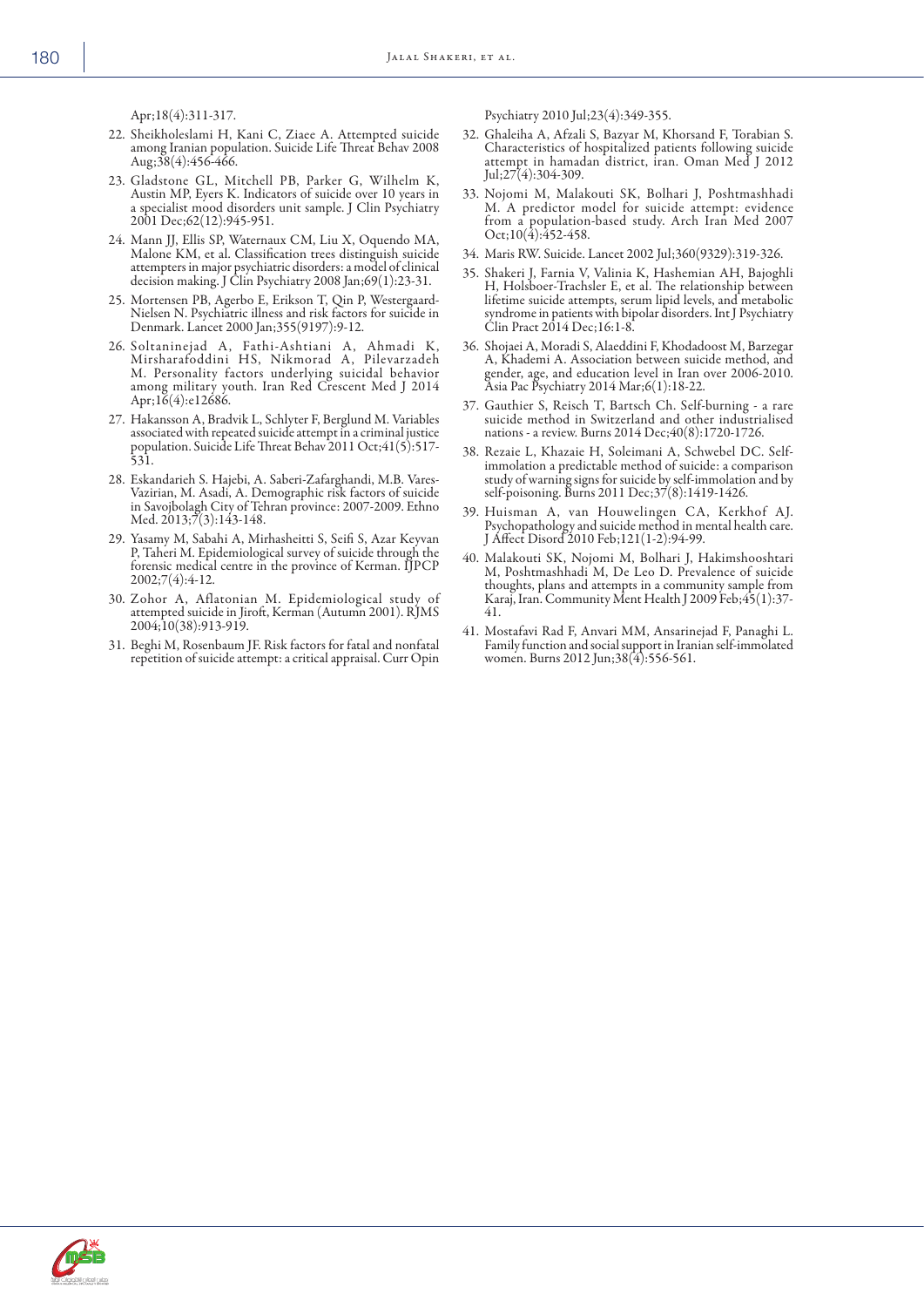Apr;18(4):311-317.

22. Sheikholeslami H, Kani C, Ziaee A. Attempted suicide among Iranian population. Suicide Life Threat Behav 2008 Aug;38(4):456-466.
23. Gladstone GL, Mitchell PB, Parker G, Wilhelm K, Austin MP, Eyers K. Indicators of suicide over 10 years in a specialist mood disorders unit sample. J Clin Psychiatry 2001 Dec;62(12):945-951.
24. Mann JJ, Ellis SP, Waternaux CM, Liu X, Oquendo MA, Malone KM, et al. Classification trees distinguish suicide attempters in major psychiatric disorders: a model of clinical decision making. J Clin Psychiatry 2008 Jan;69(1):23-31.
25. Mortensen PB, Agerbo E, Erikson T, Qin P, Westergaard-Nielsen N. Psychiatric illness and risk factors for suicide in Denmark. Lancet 2000 Jan;355(9197):9-12.
26. Soltaninejad A, Fathi-Ashtiani A, Ahmadi K, Mirsharafoddini HS, Nikmorad A, Pilevarzadeh M. Personality factors underlying suicidal behavior among military youth. Iran Red Crescent Med J 2014 Apr;16(4):e12686.
27. Hakansson A, Bradvik L, Schlyter F, Berglund M. Variables associated with repeated suicide attempt in a criminal justice population. Suicide Life Threat Behav 2011 Oct;41(5):517-531.
28. Eskandarieh S. Hajebi, A. Saberi-Zafarghandi, M.B. Vares-Vazirian, M. Asadi, A. Demographic risk factors of suicide in Savojbolagh City of Tehran province: 2007-2009. Ethno Med. 2013;7(3):143-148.
29. Yasamy M, Sabahi A, Mirhasheitti S, Seifi S, Azar Keyvan P, Taheri M. Epidemiological survey of suicide through the forensic medical centre in the province of Kerman. IJPCP 2002;7(4):4-12.
30. Zohor A, Aflatonian M. Epidemiological study of attempted suicide in Jiroft, Kerman (Autumn 2001). RJMS 2004;10(38):913-919.
31. Beghi M, Rosenbaum JF. Risk factors for fatal and nonfatal repetition of suicide attempt: a critical appraisal. Curr Opin Psychiatry 2010 Jul;23(4):349-355.
32. Ghaleiha A, Afzali S, Bazyar M, Khorsand F, Torabian S. Characteristics of hospitalized patients following suicide attempt in hamadan district, iran. Oman Med J 2012 Jul;27(4):304-309.
33. Nojomi M, Malakouti SK, Bolhari J, Poshtmashhadi M. A predictor model for suicide attempt: evidence from a population-based study. Arch Iran Med 2007 Oct;10(4):452-458.
34. Maris RW. Suicide. Lancet 2002 Jul;360(9329):319-326.
35. Shakeri J, Farnia V, Valinia K, Hashemian AH, Bajoghli H, Holsboer-Trachsler E, et al. The relationship between lifetime suicide attempts, serum lipid levels, and metabolic syndrome in patients with bipolar disorders. Int J Psychiatry Clin Pract 2014 Dec;16:1-8.
36. Shojaei A, Moradi S, Alaeddini F, Khodadoost M, Barzegar A, Khademi A. Association between suicide method, and gender, age, and education level in Iran over 2006-2010. Asia Pac Psychiatry 2014 Mar;6(1):18-22.
37. Gauthier S, Reisch T, Bartsch Ch. Self-burning - a rare suicide method in Switzerland and other industrialised nations - a review. Burns 2014 Dec;40(8):1720-1726.
38. Rezaie L, Khazaie H, Soleimani A, Schwebel DC. Self-immolation a predictable method of suicide: a comparison study of warning signs for suicide by self-immolation and by self-poisoning. Burns 2011 Dec;37(8):1419-1426.
39. Huisman A, van Houwelingen CA, Kerkhof AJ. Psychopathology and suicide method in mental health care. J Affect Disord 2010 Feb;121(1-2):94-99.
40. Malakouti SK, Nojomi M, Bolhari J, Hakimshooshtari M, Poshtmashhadi M, De Leo D. Prevalence of suicide thoughts, plans and attempts in a community sample from Karaj, Iran. Community Ment Health J 2009 Feb;45(1):37-41.
41. Mostafavi Rad F, Anvari MM, Ansarinejad F, Panaghi L. Family function and social support in Iranian self-immolated women. Burns 2012 Jun;38(4):556-561.